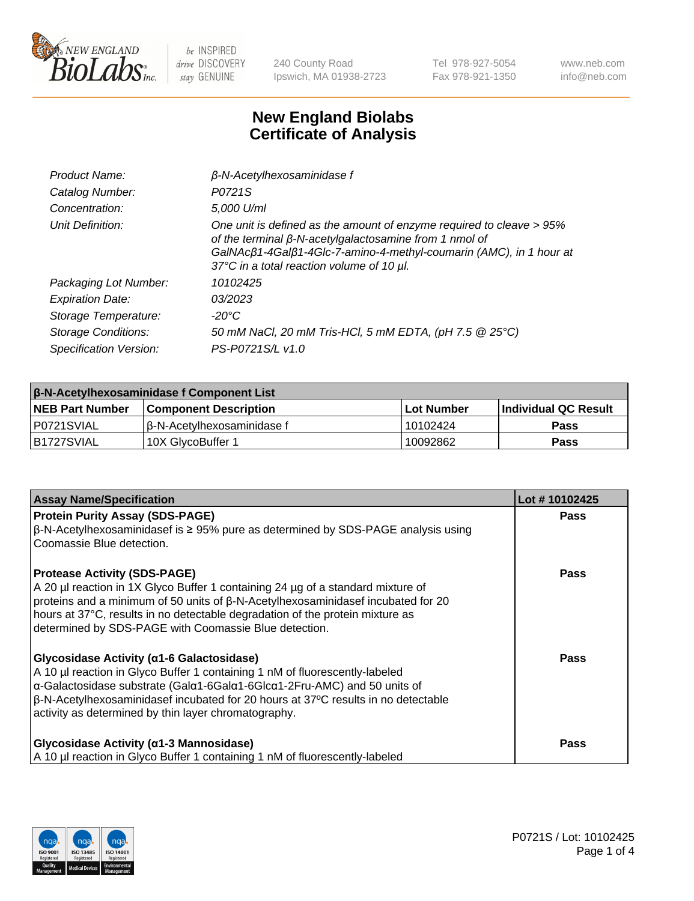# New England Biolabs
# Certificate of Analysis

| | |
|---|---|
| *Product Name:* | *β-N-Acetylhexosaminidase f* |
| *Catalog Number:* | *P0721S* |
| *Concentration:* | *5,000 U/ml* |
| *Unit Definition:* | *One unit is defined as the amount of enzyme required to cleave > 95% of the terminal β-N-acetylgalactosamine from 1 nmol of GalNAcβ1-4Galβ1-4Glc-7-amino-4-methyl-coumarin (AMC), in 1 hour at 37°C in a total reaction volume of 10 µl.* |
| *Packaging Lot Number:* | *10102425* |
| *Expiration Date:* | *03/2023* |
| *Storage Temperature:* | *-20°C* |
| *Storage Conditions:* | *50 mM NaCl, 20 mM Tris-HCl, 5 mM EDTA, (pH 7.5 @ 25°C)* |
| *Specification Version:* | *PS-P0721S/L v1.0* |

| β-N-Acetylhexosaminidase f Component List | | | |
|---|---|---|---|
| **NEB Part Number** | **Component Description** | **Lot Number** | **Individual QC Result** |
| P0721SVIAL | β-N-Acetylhexosaminidase f | 10102424 | **Pass** |
| B1727SVIAL | 10X GlycoBuffer 1 | 10092862 | **Pass** |

| Assay Name/Specification | Lot # 10102425 |
|---|---|
| **Protein Purity Assay (SDS-PAGE)**<br>β-N-Acetylhexosaminidasef is ≥ 95% pure as determined by SDS-PAGE analysis using Coomassie Blue detection. | **Pass** |
| **Protease Activity (SDS-PAGE)**<br>A 20 µl reaction in 1X Glyco Buffer 1 containing 24 µg of a standard mixture of proteins and a minimum of 50 units of β-N-Acetylhexosaminidasef incubated for 20 hours at 37°C, results in no detectable degradation of the protein mixture as determined by SDS-PAGE with Coomassie Blue detection. | **Pass** |
| **Glycosidase Activity (α1-6 Galactosidase)**<br>A 10 µl reaction in Glyco Buffer 1 containing 1 nM of fluorescently-labeled α-Galactosidase substrate (Galα1-6Galα1-6Glcα1-2Fru-AMC) and 50 units of β-N-Acetylhexosaminidasef incubated for 20 hours at 37ºC results in no detectable activity as determined by thin layer chromatography. | **Pass** |
| **Glycosidase Activity (α1-3 Mannosidase)**<br>A 10 µl reaction in Glyco Buffer 1 containing 1 nM of fluorescently-labeled | **Pass** |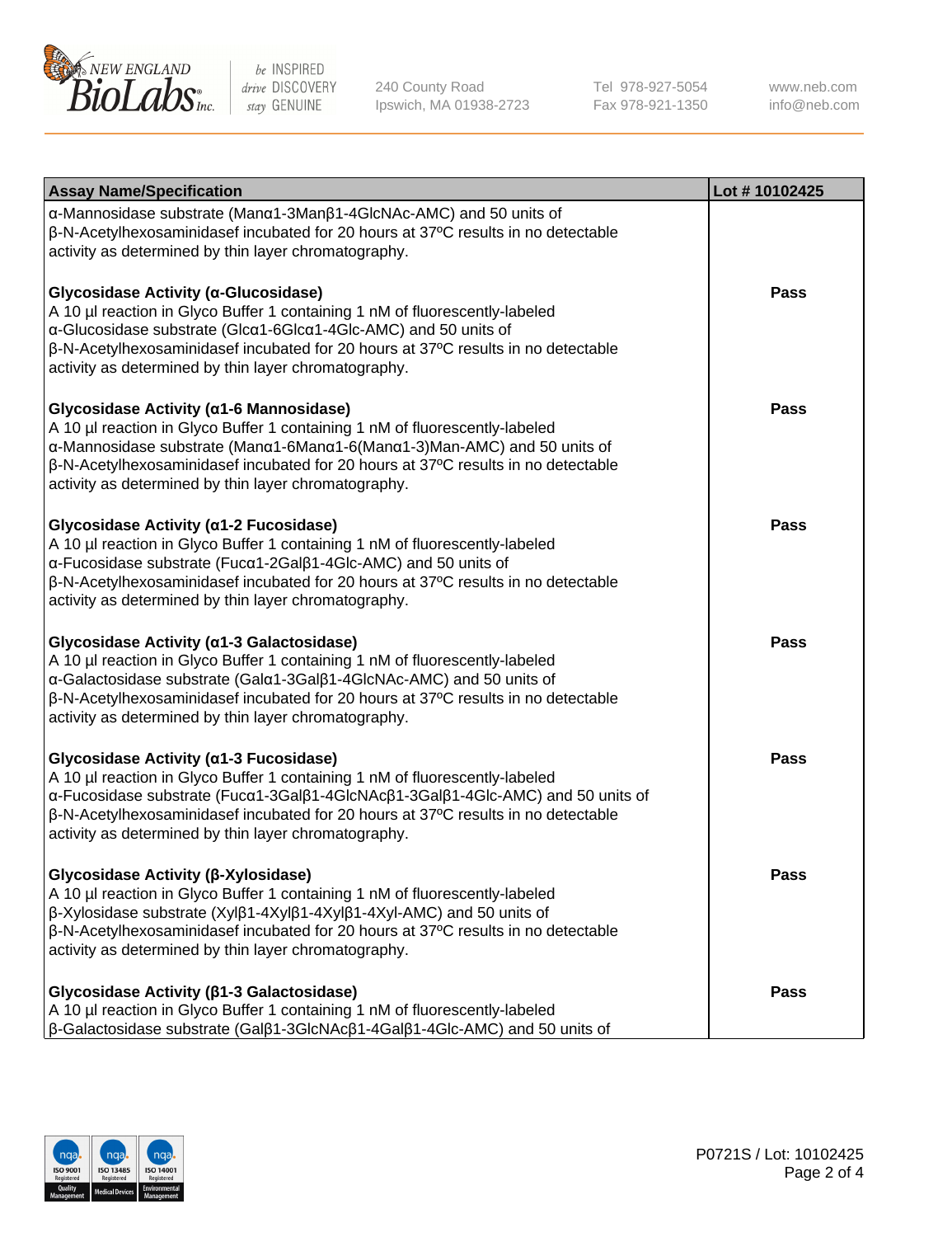| Assay Name/Specification | Lot # 10102425 |
| --- | --- |
| α-Mannosidase substrate (Manα1-3Manβ1-4GlcNAc-AMC) and 50 units of β-N-Acetylhexosaminidasef incubated for 20 hours at 37ºC results in no detectable activity as determined by thin layer chromatography. | |
| **Glycosidase Activity (α-Glucosidase)** A 10 µl reaction in Glyco Buffer 1 containing 1 nM of fluorescently-labeled α-Glucosidase substrate (Glcα1-6Glcα1-4Glc-AMC) and 50 units of β-N-Acetylhexosaminidasef incubated for 20 hours at 37ºC results in no detectable activity as determined by thin layer chromatography. | Pass |
| **Glycosidase Activity (α1-6 Mannosidase)** A 10 µl reaction in Glyco Buffer 1 containing 1 nM of fluorescently-labeled α-Mannosidase substrate (Manα1-6Manα1-6(Manα1-3)Man-AMC) and 50 units of β-N-Acetylhexosaminidasef incubated for 20 hours at 37ºC results in no detectable activity as determined by thin layer chromatography. | Pass |
| **Glycosidase Activity (α1-2 Fucosidase)** A 10 µl reaction in Glyco Buffer 1 containing 1 nM of fluorescently-labeled α-Fucosidase substrate (Fucα1-2Galβ1-4Glc-AMC) and 50 units of β-N-Acetylhexosaminidasef incubated for 20 hours at 37ºC results in no detectable activity as determined by thin layer chromatography. | Pass |
| **Glycosidase Activity (α1-3 Galactosidase)** A 10 µl reaction in Glyco Buffer 1 containing 1 nM of fluorescently-labeled α-Galactosidase substrate (Galα1-3Galβ1-4GlcNAc-AMC) and 50 units of β-N-Acetylhexosaminidasef incubated for 20 hours at 37ºC results in no detectable activity as determined by thin layer chromatography. | Pass |
| **Glycosidase Activity (α1-3 Fucosidase)** A 10 µl reaction in Glyco Buffer 1 containing 1 nM of fluorescently-labeled α-Fucosidase substrate (Fucα1-3Galβ1-4GlcNAcβ1-3Galβ1-4Glc-AMC) and 50 units of β-N-Acetylhexosaminidasef incubated for 20 hours at 37ºC results in no detectable activity as determined by thin layer chromatography. | Pass |
| **Glycosidase Activity (β-Xylosidase)** A 10 µl reaction in Glyco Buffer 1 containing 1 nM of fluorescently-labeled β-Xylosidase substrate (Xylβ1-4Xylβ1-4Xylβ1-4Xyl-AMC) and 50 units of β-N-Acetylhexosaminidasef incubated for 20 hours at 37ºC results in no detectable activity as determined by thin layer chromatography. | Pass |
| **Glycosidase Activity (β1-3 Galactosidase)** A 10 µl reaction in Glyco Buffer 1 containing 1 nM of fluorescently-labeled β-Galactosidase substrate (Galβ1-3GlcNAcβ1-4Galβ1-4Glc-AMC) and 50 units of | Pass |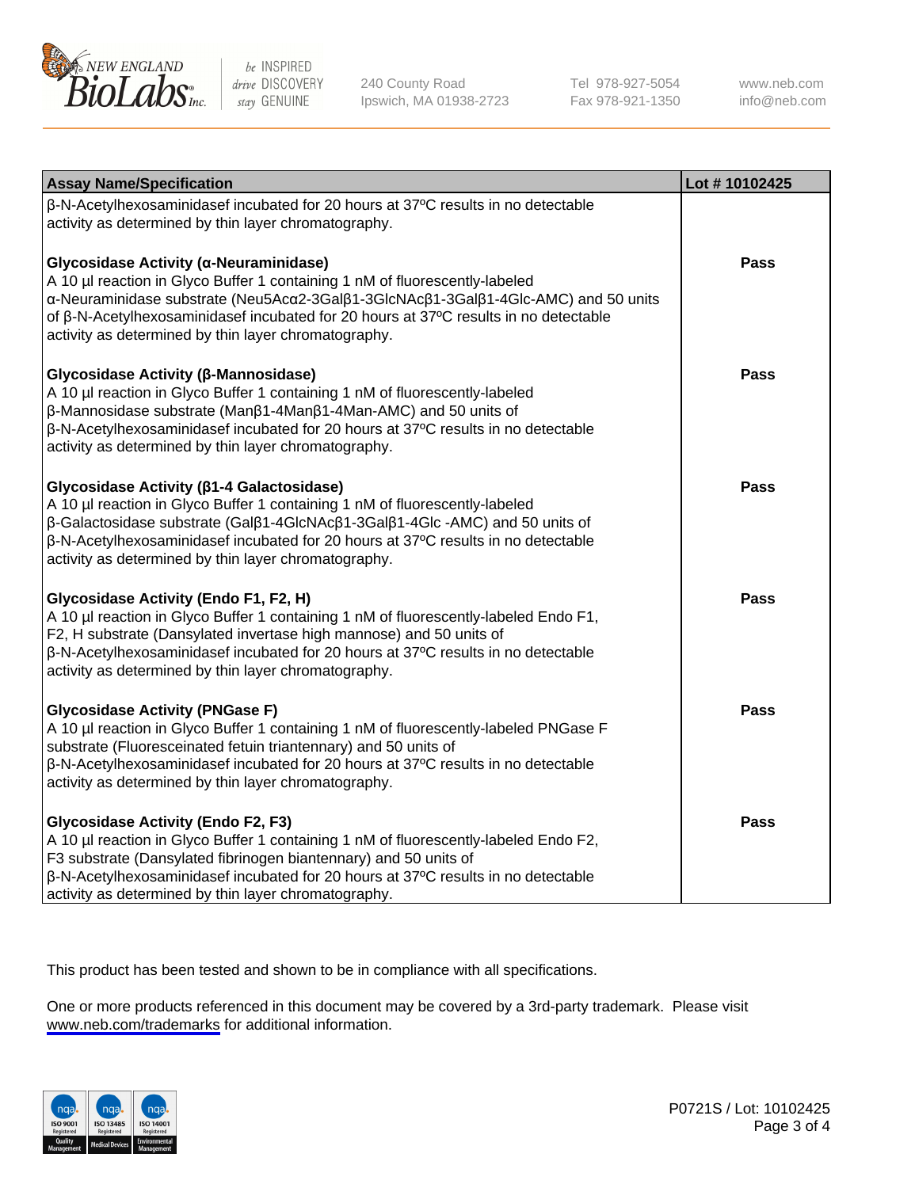| Assay Name/Specification | Lot # 10102425 |
|---|---|
| β-N-Acetylhexosaminidasef incubated for 20 hours at 37ºC results in no detectable activity as determined by thin layer chromatography. | |
| **Glycosidase Activity (α-Neuraminidase)**<br>A 10 µl reaction in Glyco Buffer 1 containing 1 nM of fluorescently-labeled α-Neuraminidase substrate (Neu5Acα2-3Galβ1-3GlcNAcβ1-3Galβ1-4Glc-AMC) and 50 units of β-N-Acetylhexosaminidasef incubated for 20 hours at 37ºC results in no detectable activity as determined by thin layer chromatography. | Pass |
| **Glycosidase Activity (β-Mannosidase)**<br>A 10 µl reaction in Glyco Buffer 1 containing 1 nM of fluorescently-labeled β-Mannosidase substrate (Manβ1-4Manβ1-4Man-AMC) and 50 units of β-N-Acetylhexosaminidasef incubated for 20 hours at 37ºC results in no detectable activity as determined by thin layer chromatography. | Pass |
| **Glycosidase Activity (β1-4 Galactosidase)**<br>A 10 µl reaction in Glyco Buffer 1 containing 1 nM of fluorescently-labeled β-Galactosidase substrate (Galβ1-4GlcNAcβ1-3Galβ1-4Glc -AMC) and 50 units of β-N-Acetylhexosaminidasef incubated for 20 hours at 37ºC results in no detectable activity as determined by thin layer chromatography. | Pass |
| **Glycosidase Activity (Endo F1, F2, H)**<br>A 10 µl reaction in Glyco Buffer 1 containing 1 nM of fluorescently-labeled Endo F1, F2, H substrate (Dansylated invertase high mannose) and 50 units of β-N-Acetylhexosaminidasef incubated for 20 hours at 37ºC results in no detectable activity as determined by thin layer chromatography. | Pass |
| **Glycosidase Activity (PNGase F)**<br>A 10 µl reaction in Glyco Buffer 1 containing 1 nM of fluorescently-labeled PNGase F substrate (Fluoresceinated fetuin triantennary) and 50 units of β-N-Acetylhexosaminidasef incubated for 20 hours at 37ºC results in no detectable activity as determined by thin layer chromatography. | Pass |
| **Glycosidase Activity (Endo F2, F3)**<br>A 10 µl reaction in Glyco Buffer 1 containing 1 nM of fluorescently-labeled Endo F2, F3 substrate (Dansylated fibrinogen biantennary) and 50 units of β-N-Acetylhexosaminidasef incubated for 20 hours at 37ºC results in no detectable activity as determined by thin layer chromatography. | Pass |

This product has been tested and shown to be in compliance with all specifications.

One or more products referenced in this document may be covered by a 3rd-party trademark. Please visit www.neb.com/trademarks for additional information.

P0721S / Lot: 10102425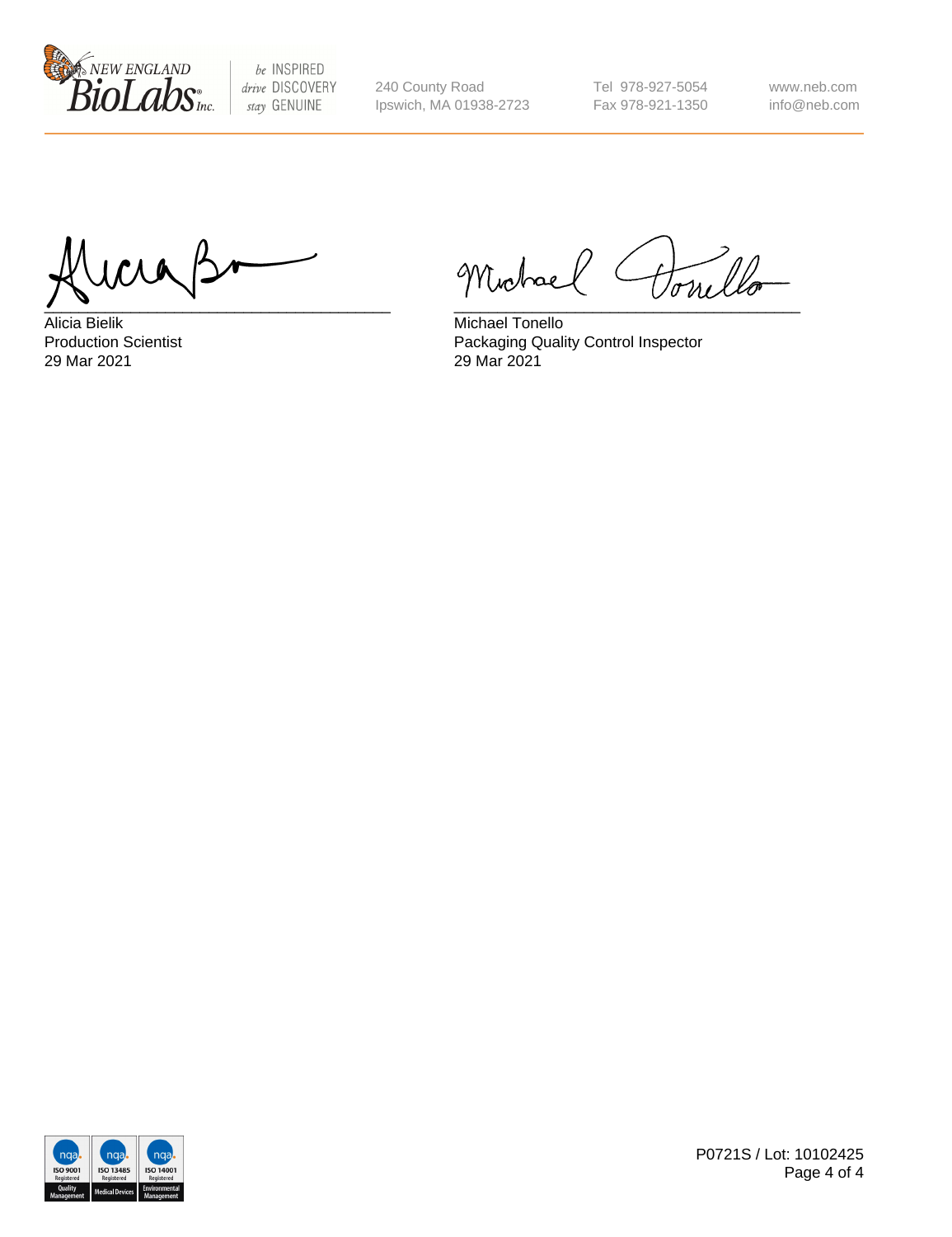Alicia Bielik
Production Scientist
29 Mar 2021

Michael Tonello
Packaging Quality Control Inspector
29 Mar 2021